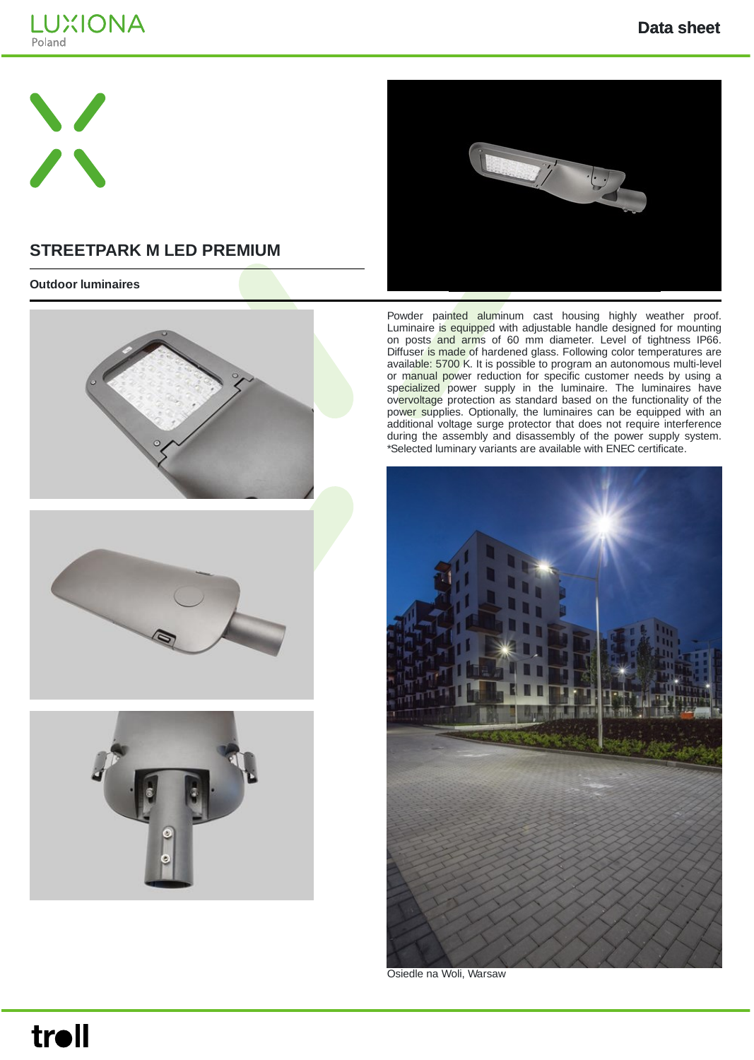# STREETPARK M LED PREMIUM

**Outdoor luminaires**

Powder painted aluminum cast housing highly weather proof. Luminaire is equipped with adjustable handle designed for mounting on posts and arms of 60 mm diameter. Level of tightness IP66. Diffuser is made of hardened glass. Following color temperatures are available: 5700 K. It is possible to program an autonomous multi-level or manual power reduction for specific customer needs by using a specialized power supply in the luminaire. The luminaires have overvoltage protection as standard based on the functionality of the power supplies. Optionally, the luminaires can be equipped with an additional voltage surge protector that does not require interference during the assembly and disassembly of the power supply system. *Selected luminary variants are available with ENEC certificate.

Osiedle na Woli, Warsaw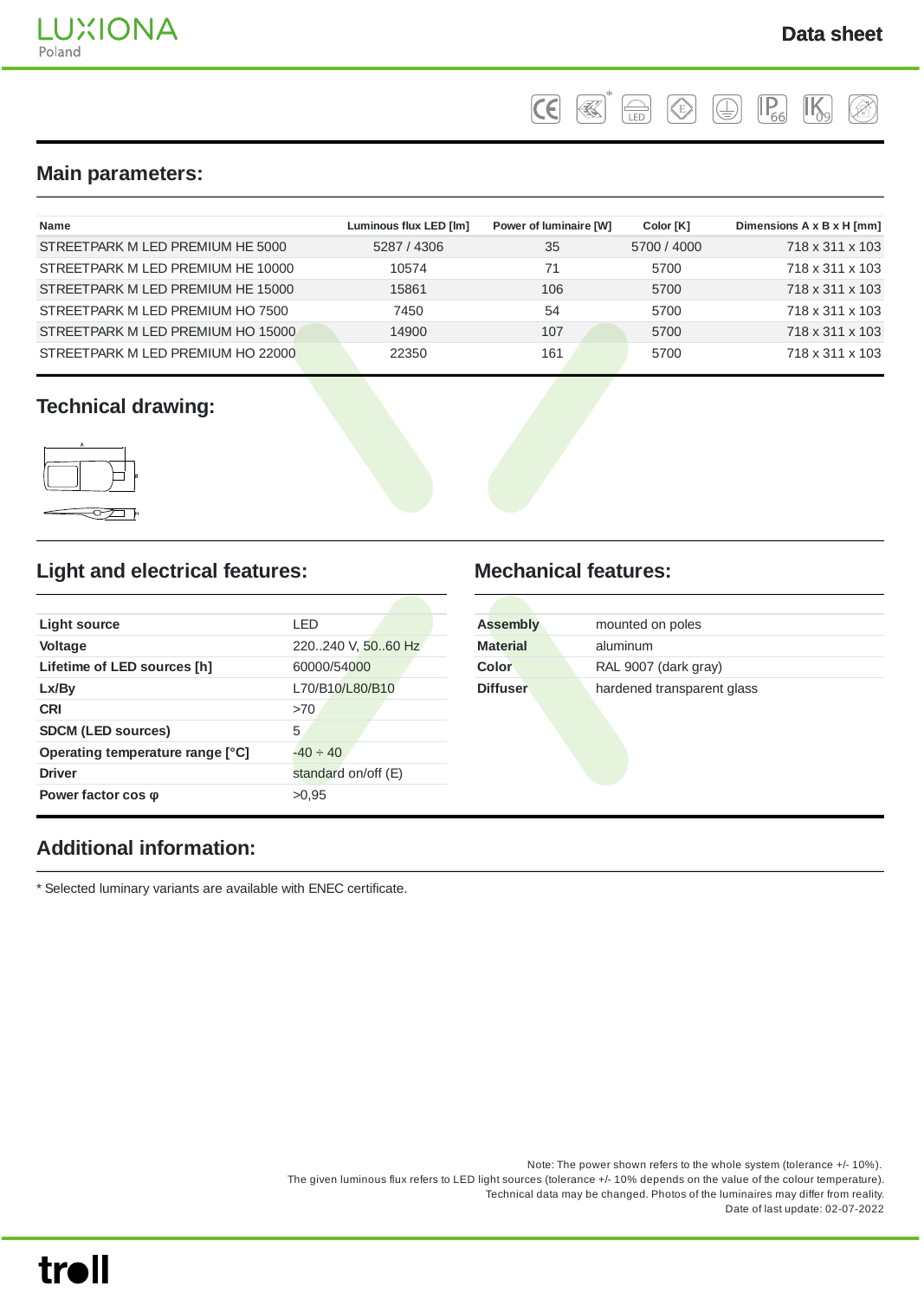## Main parameters:

| Name | Luminous flux LED [lm] | Power of luminaire [W] | Color [K] | Dimensions A x B x H [mm] |
|---|---|---|---|---|
| STREETPARK M LED PREMIUM HE 5000 | 5287 / 4306 | 35 | 5700 / 4000 | 718 x 311 x 103 |
| STREETPARK M LED PREMIUM HE 10000 | 10574 | 71 | 5700 | 718 x 311 x 103 |
| STREETPARK M LED PREMIUM HE 15000 | 15861 | 106 | 5700 | 718 x 311 x 103 |
| STREETPARK M LED PREMIUM HO 7500 | 7450 | 54 | 5700 | 718 x 311 x 103 |
| STREETPARK M LED PREMIUM HO 15000 | 14900 | 107 | 5700 | 718 x 311 x 103 |
| STREETPARK M LED PREMIUM HO 22000 | 22350 | 161 | 5700 | 718 x 311 x 103 |

## Technical drawing:

## Light and electrical features:

| | |
|---|---|
| **Light source** | LED |
| **Voltage** | 220..240 V, 50..60 Hz |
| **Lifetime of LED sources [h]** | 60000/54000 |
| **Lx/By** | L70/B10/L80/B10 |
| **CRI** | >70 |
| **SDCM (LED sources)** | 5 |
| **Operating temperature range [°C]** | -40 ÷ 40 |
| **Driver** | standard on/off (E) |
| **Power factor cos φ** | >0,95 |

## Mechanical features:

| | |
|---|---|
| **Assembly** | mounted on poles |
| **Material** | aluminum |
| **Color** | RAL 9007 (dark gray) |
| **Diffuser** | hardened transparent glass |

## Additional information:

* Selected luminary variants are available with ENEC certificate.

Note: The power shown refers to the whole system (tolerance +/- 10%).
The given luminous flux refers to LED light sources (tolerance +/- 10% depends on the value of the colour temperature).
Technical data may be changed. Photos of the luminaires may differ from reality.
Date of last update: 02-07-2022